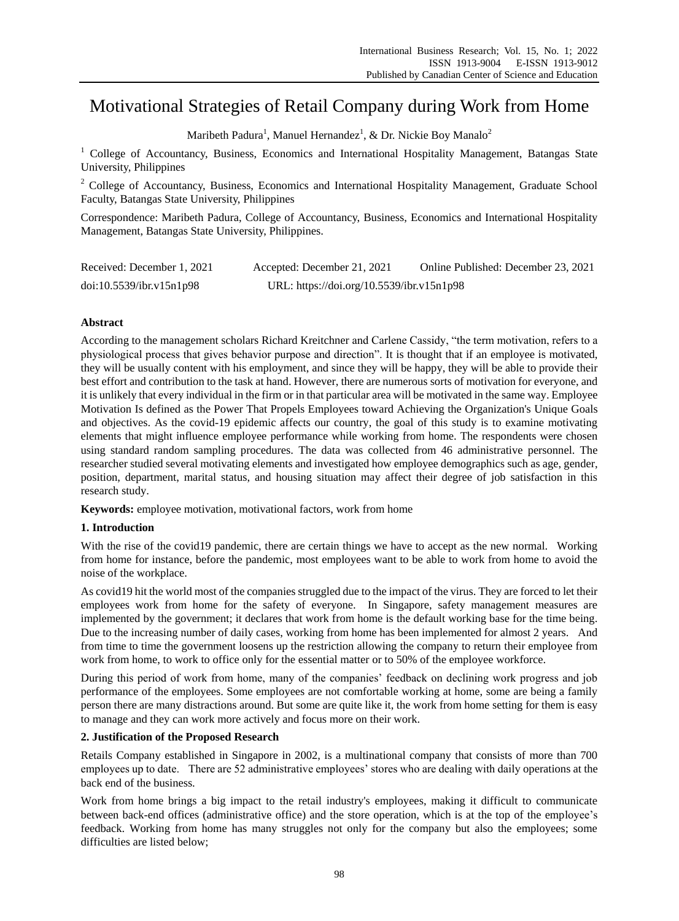# Motivational Strategies of Retail Company during Work from Home

Maribeth Padura[1], Manuel Hernandez[1], & Dr. Nickie Boy Manalo[2]

[1] College of Accountancy, Business, Economics and International Hospitality Management, Batangas State University, Philippines

[2] College of Accountancy, Business, Economics and International Hospitality Management, Graduate School Faculty, Batangas State University, Philippines

Correspondence: Maribeth Padura, College of Accountancy, Business, Economics and International Hospitality Management, Batangas State University, Philippines.

Received: December 1, 2021 Accepted: December 21, 2021 Online Published: December 23, 2021

doi:10.5539/ibr.v15n1p98 URL: https://doi.org/10.5539/ibr.v15n1p98

**Abstract**

According to the management scholars Richard Kreitchner and Carlene Cassidy, "the term motivation, refers to a physiological process that gives behavior purpose and direction". It is thought that if an employee is motivated, they will be usually content with his employment, and since they will be happy, they will be able to provide their best effort and contribution to the task at hand. However, there are numerous sorts of motivation for everyone, and it is unlikely that every individual in the firm or in that particular area will be motivated in the same way. Employee Motivation Is defined as the Power That Propels Employees toward Achieving the Organization's Unique Goals and objectives. As the covid-19 epidemic affects our country, the goal of this study is to examine motivating elements that might influence employee performance while working from home. The respondents were chosen using standard random sampling procedures. The data was collected from 46 administrative personnel. The researcher studied several motivating elements and investigated how employee demographics such as age, gender, position, department, marital status, and housing situation may affect their degree of job satisfaction in this research study.

**Keywords:** employee motivation, motivational factors, work from home

## 1. Introduction

With the rise of the covid19 pandemic, there are certain things we have to accept as the new normal. Working from home for instance, before the pandemic, most employees want to be able to work from home to avoid the noise of the workplace.

As covid19 hit the world most of the companies struggled due to the impact of the virus. They are forced to let their employees work from home for the safety of everyone. In Singapore, safety management measures are implemented by the government; it declares that work from home is the default working base for the time being. Due to the increasing number of daily cases, working from home has been implemented for almost 2 years. And from time to time the government loosens up the restriction allowing the company to return their employee from work from home, to work to office only for the essential matter or to 50% of the employee workforce.

During this period of work from home, many of the companies' feedback on declining work progress and job performance of the employees. Some employees are not comfortable working at home, some are being a family person there are many distractions around. But some are quite like it, the work from home setting for them is easy to manage and they can work more actively and focus more on their work.

## 2. Justification of the Proposed Research

Retails Company established in Singapore in 2002, is a multinational company that consists of more than 700 employees up to date. There are 52 administrative employees' stores who are dealing with daily operations at the back end of the business.

Work from home brings a big impact to the retail industry's employees, making it difficult to communicate between back-end offices (administrative office) and the store operation, which is at the top of the employee's feedback. Working from home has many struggles not only for the company but also the employees; some difficulties are listed below;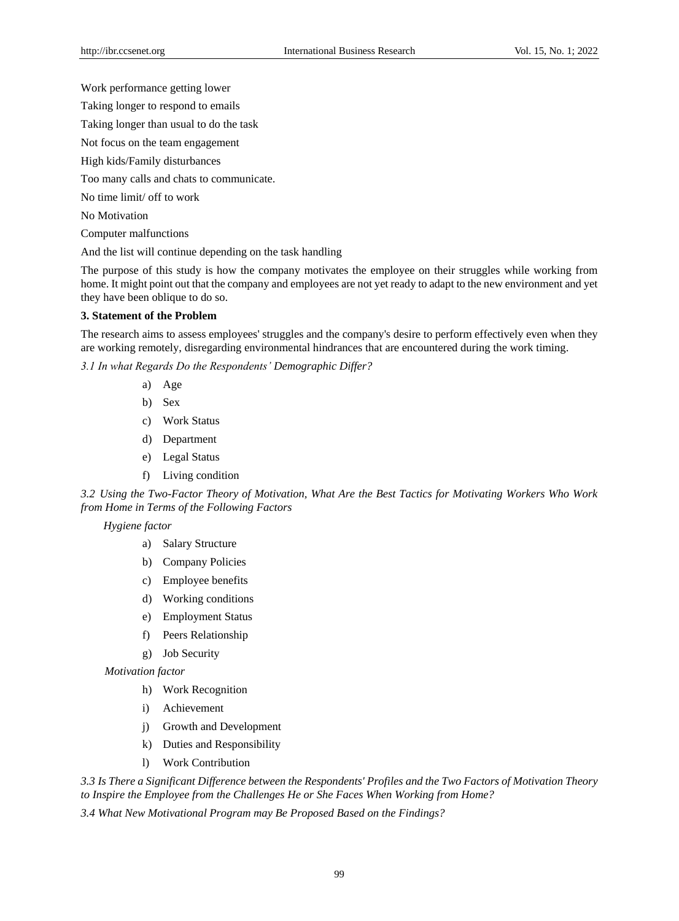Work performance getting lower

Taking longer to respond to emails

Taking longer than usual to do the task

Not focus on the team engagement

High kids/Family disturbances

Too many calls and chats to communicate.

No time limit/ off to work

No Motivation

Computer malfunctions

And the list will continue depending on the task handling

The purpose of this study is how the company motivates the employee on their struggles while working from home. It might point out that the company and employees are not yet ready to adapt to the new environment and yet they have been oblique to do so.

## 3. Statement of the Problem

The research aims to assess employees' struggles and the company's desire to perform effectively even when they are working remotely, disregarding environmental hindrances that are encountered during the work timing.

### *3.1 In what Regards Do the Respondents' Demographic Differ?*

a) Age
b) Sex
c) Work Status
d) Department
e) Legal Status
f) Living condition

### *3.2 Using the Two-Factor Theory of Motivation, What Are the Best Tactics for Motivating Workers Who Work from Home in Terms of the Following Factors*

*Hygiene factor*

a) Salary Structure
b) Company Policies
c) Employee benefits
d) Working conditions
e) Employment Status
f) Peers Relationship
g) Job Security

*Motivation factor*

h) Work Recognition
i) Achievement
j) Growth and Development
k) Duties and Responsibility
l) Work Contribution

### *3.3 Is There a Significant Difference between the Respondents' Profiles and the Two Factors of Motivation Theory to Inspire the Employee from the Challenges He or She Faces When Working from Home?*

### *3.4 What New Motivational Program may Be Proposed Based on the Findings?*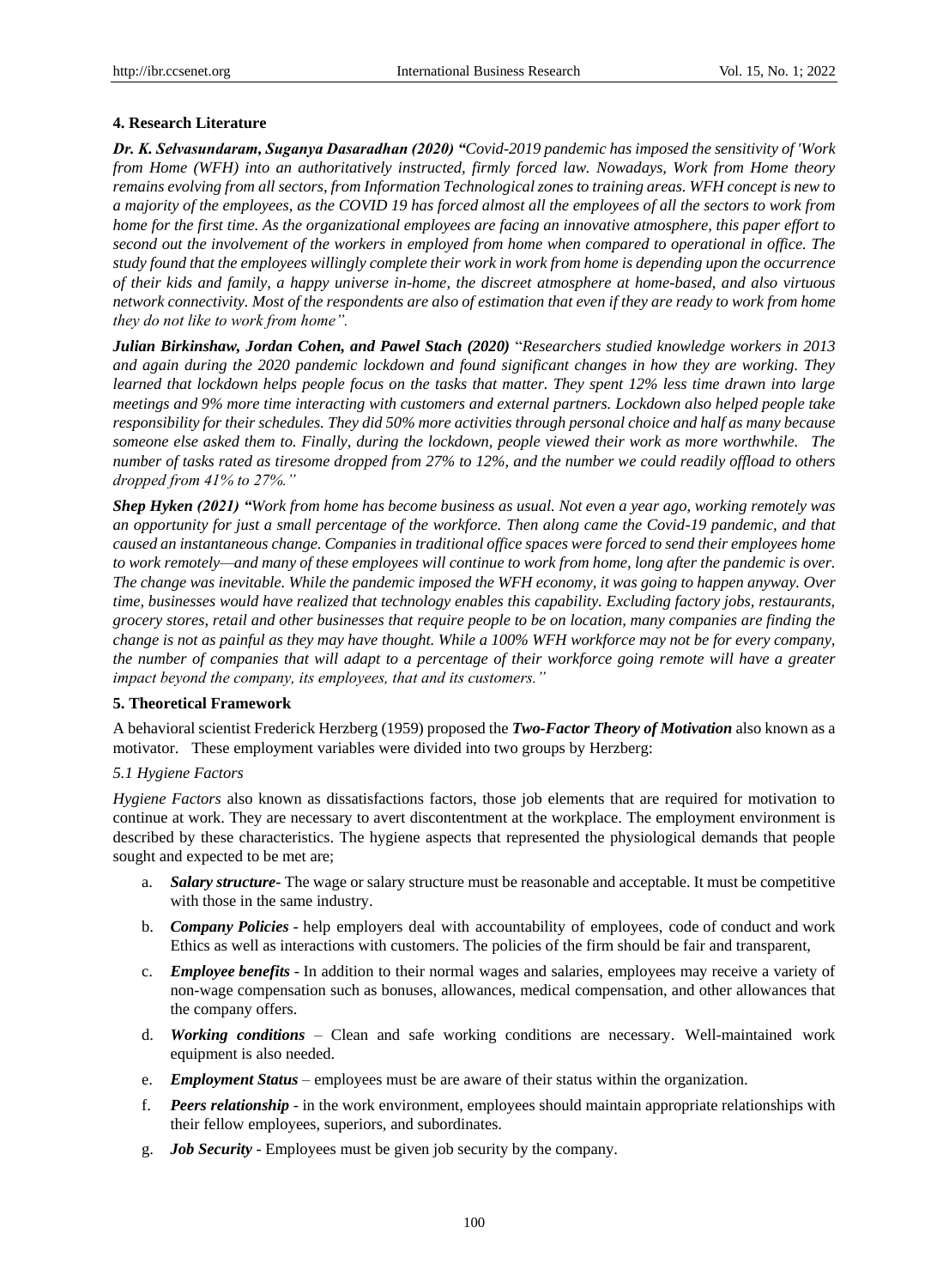## 4. Research Literature

***Dr. K. Selvasundaram, Suganya Dasaradhan (2020)*** ***"Covid-2019 pandemic has imposed the sensitivity of 'Work from Home (WFH) into an authoritatively instructed, firmly forced law. Nowadays, Work from Home theory remains evolving from all sectors, from Information Technological zones to training areas. WFH concept is new to a majority of the employees, as the COVID 19 has forced almost all the employees of all the sectors to work from home for the first time. As the organizational employees are facing an innovative atmosphere, this paper effort to second out the involvement of the workers in employed from home when compared to operational in office. The study found that the employees willingly complete their work in work from home is depending upon the occurrence of their kids and family, a happy universe in-home, the discreet atmosphere at home-based, and also virtuous network connectivity. Most of the respondents are also of estimation that even if they are ready to work from home they do not like to work from home".***

***Julian Birkinshaw, Jordan Cohen, and Pawel Stach (2020)*** *"Researchers studied knowledge workers in 2013 and again during the 2020 pandemic lockdown and found significant changes in how they are working. They learned that lockdown helps people focus on the tasks that matter. They spent 12% less time drawn into large meetings and 9% more time interacting with customers and external partners. Lockdown also helped people take responsibility for their schedules. They did 50% more activities through personal choice and half as many because someone else asked them to. Finally, during the lockdown, people viewed their work as more worthwhile. The number of tasks rated as tiresome dropped from 27% to 12%, and the number we could readily offload to others dropped from 41% to 27%."*

***Shep Hyken (2021)*** ***"****Work from home has become business as usual. Not even a year ago, working remotely was an opportunity for just a small percentage of the workforce. Then along came the Covid-19 pandemic, and that caused an instantaneous change. Companies in traditional office spaces were forced to send their employees home to work remotely—and many of these employees will continue to work from home, long after the pandemic is over. The change was inevitable. While the pandemic imposed the WFH economy, it was going to happen anyway. Over time, businesses would have realized that technology enables this capability. Excluding factory jobs, restaurants, grocery stores, retail and other businesses that require people to be on location, many companies are finding the change is not as painful as they may have thought. While a 100% WFH workforce may not be for every company, the number of companies that will adapt to a percentage of their workforce going remote will have a greater impact beyond the company, its employees, that and its customers."*

## 5. Theoretical Framework

A behavioral scientist Frederick Herzberg (1959) proposed the ***Two-Factor Theory of Motivation*** also known as a motivator. These employment variables were divided into two groups by Herzberg:

### *5.1 Hygiene Factors*

*Hygiene Factors* also known as dissatisfactions factors, those job elements that are required for motivation to continue at work. They are necessary to avert discontentment at the workplace. The employment environment is described by these characteristics. The hygiene aspects that represented the physiological demands that people sought and expected to be met are;

a. ***Salary structure-*** The wage or salary structure must be reasonable and acceptable. It must be competitive with those in the same industry.

b. ***Company Policies -*** help employers deal with accountability of employees, code of conduct and work Ethics as well as interactions with customers. The policies of the firm should be fair and transparent,

c. ***Employee benefits*** - In addition to their normal wages and salaries, employees may receive a variety of non-wage compensation such as bonuses, allowances, medical compensation, and other allowances that the company offers.

d. ***Working conditions*** – Clean and safe working conditions are necessary. Well-maintained work equipment is also needed.

e. ***Employment Status*** – employees must be are aware of their status within the organization.

f. ***Peers relationship*** - in the work environment, employees should maintain appropriate relationships with their fellow employees, superiors, and subordinates.

g. ***Job Security*** - Employees must be given job security by the company.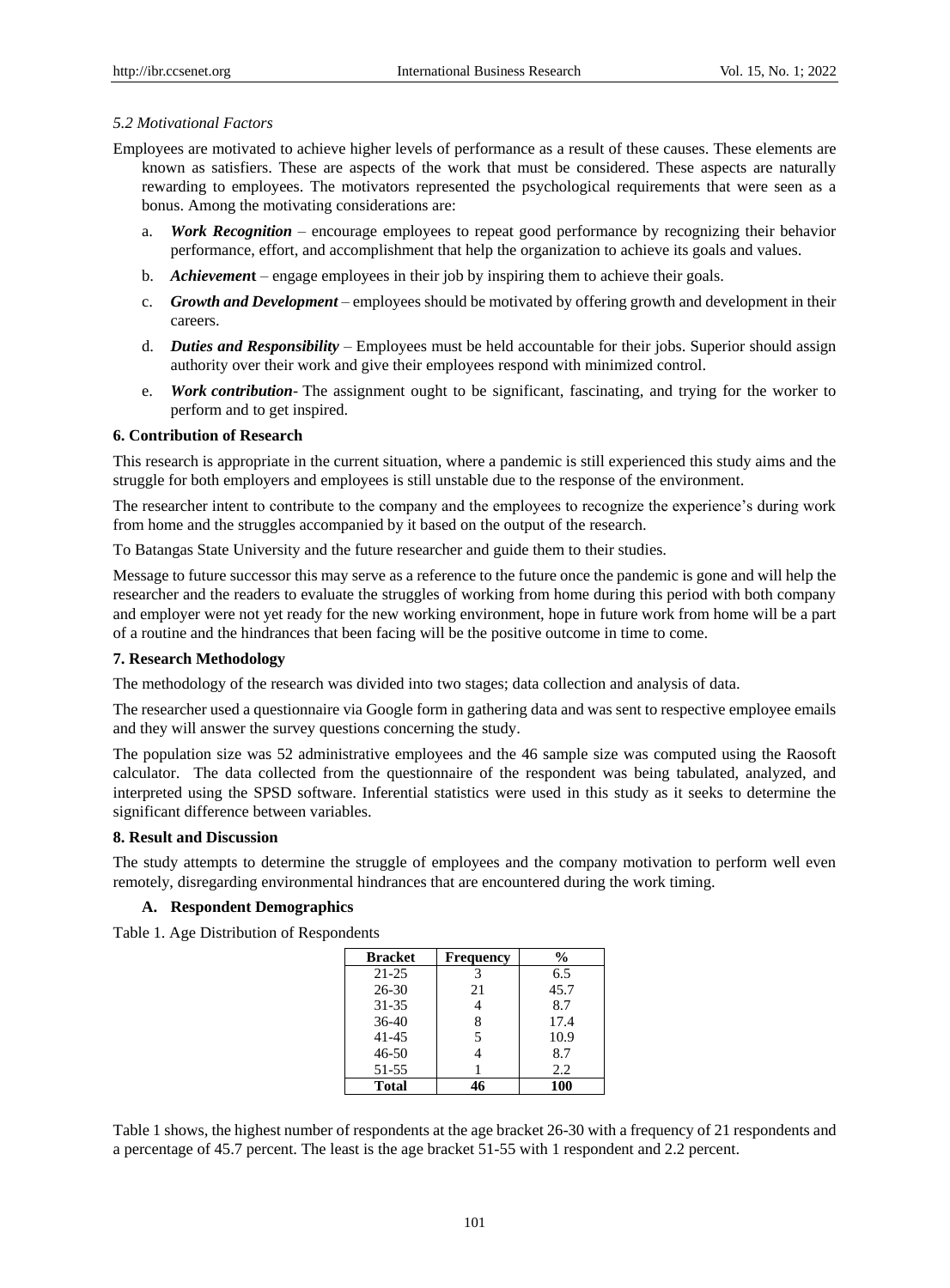### 5.2 Motivational Factors

Employees are motivated to achieve higher levels of performance as a result of these causes. These elements are known as satisfiers. These are aspects of the work that must be considered. These aspects are naturally rewarding to employees. The motivators represented the psychological requirements that were seen as a bonus. Among the motivating considerations are:

a. ***Work Recognition*** – encourage employees to repeat good performance by recognizing their behavior performance, effort, and accomplishment that help the organization to achieve its goals and values.

b. ***Achievement*** – engage employees in their job by inspiring them to achieve their goals.

c. ***Growth and Development*** – employees should be motivated by offering growth and development in their careers.

d. ***Duties and Responsibility*** – Employees must be held accountable for their jobs. Superior should assign authority over their work and give their employees respond with minimized control.

e. ***Work contribution***- The assignment ought to be significant, fascinating, and trying for the worker to perform and to get inspired.

## 6. Contribution of Research

This research is appropriate in the current situation, where a pandemic is still experienced this study aims and the struggle for both employers and employees is still unstable due to the response of the environment.

The researcher intent to contribute to the company and the employees to recognize the experience's during work from home and the struggles accompanied by it based on the output of the research.

To Batangas State University and the future researcher and guide them to their studies.

Message to future successor this may serve as a reference to the future once the pandemic is gone and will help the researcher and the readers to evaluate the struggles of working from home during this period with both company and employer were not yet ready for the new working environment, hope in future work from home will be a part of a routine and the hindrances that been facing will be the positive outcome in time to come.

## 7. Research Methodology

The methodology of the research was divided into two stages; data collection and analysis of data.

The researcher used a questionnaire via Google form in gathering data and was sent to respective employee emails and they will answer the survey questions concerning the study.

The population size was 52 administrative employees and the 46 sample size was computed using the Raosoft calculator. The data collected from the questionnaire of the respondent was being tabulated, analyzed, and interpreted using the SPSD software. Inferential statistics were used in this study as it seeks to determine the significant difference between variables.

## 8. Result and Discussion

The study attempts to determine the struggle of employees and the company motivation to perform well even remotely, disregarding environmental hindrances that are encountered during the work timing.

### A. Respondent Demographics

Table 1. Age Distribution of Respondents

| Bracket | Frequency | % |
|---|---|---|
| 21-25 | 3 | 6.5 |
| 26-30 | 21 | 45.7 |
| 31-35 | 4 | 8.7 |
| 36-40 | 8 | 17.4 |
| 41-45 | 5 | 10.9 |
| 46-50 | 4 | 8.7 |
| 51-55 | 1 | 2.2 |
| **Total** | **46** | **100** |

Table 1 shows, the highest number of respondents at the age bracket 26-30 with a frequency of 21 respondents and a percentage of 45.7 percent. The least is the age bracket 51-55 with 1 respondent and 2.2 percent.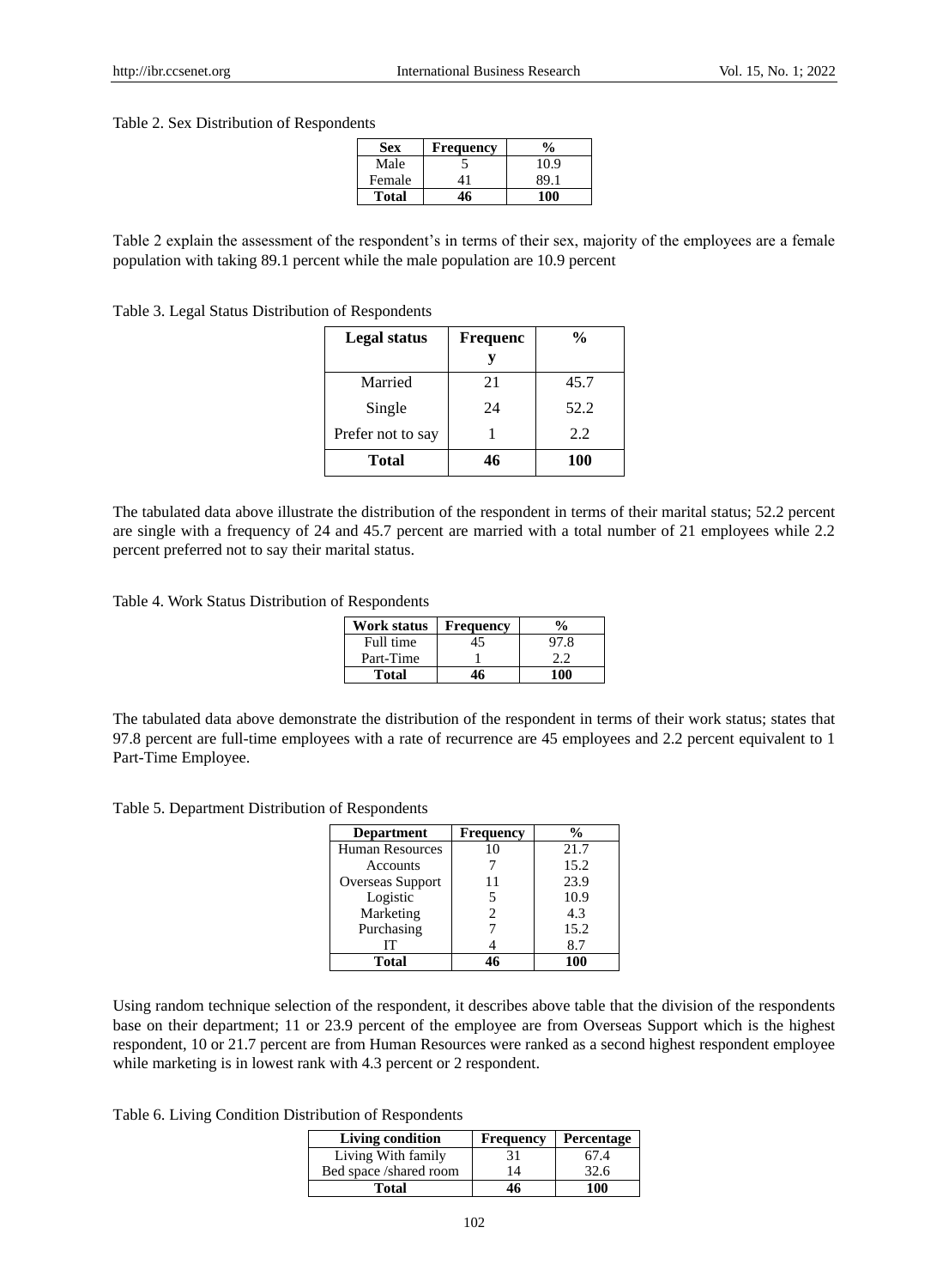Table 2. Sex Distribution of Respondents

| Sex | Frequency | % |
|---|---|---|
| Male | 5 | 10.9 |
| Female | 41 | 89.1 |
| **Total** | **46** | **100** |

Table 2 explain the assessment of the respondent's in terms of their sex, majority of the employees are a female population with taking 89.1 percent while the male population are 10.9 percent

Table 3. Legal Status Distribution of Respondents

| Legal status | Frequency | % |
|---|---|---|
| Married | 21 | 45.7 |
| Single | 24 | 52.2 |
| Prefer not to say | 1 | 2.2 |
| **Total** | **46** | **100** |

The tabulated data above illustrate the distribution of the respondent in terms of their marital status; 52.2 percent are single with a frequency of 24 and 45.7 percent are married with a total number of 21 employees while 2.2 percent preferred not to say their marital status.

Table 4. Work Status Distribution of Respondents

| Work status | Frequency | % |
|---|---|---|
| Full time | 45 | 97.8 |
| Part-Time | 1 | 2.2 |
| **Total** | **46** | **100** |

The tabulated data above demonstrate the distribution of the respondent in terms of their work status; states that 97.8 percent are full-time employees with a rate of recurrence are 45 employees and 2.2 percent equivalent to 1 Part-Time Employee.

Table 5. Department Distribution of Respondents

| Department | Frequency | % |
|---|---|---|
| Human Resources | 10 | 21.7 |
| Accounts | 7 | 15.2 |
| Overseas Support | 11 | 23.9 |
| Logistic | 5 | 10.9 |
| Marketing | 2 | 4.3 |
| Purchasing | 7 | 15.2 |
| IT | 4 | 8.7 |
| **Total** | **46** | **100** |

Using random technique selection of the respondent, it describes above table that the division of the respondents base on their department; 11 or 23.9 percent of the employee are from Overseas Support which is the highest respondent, 10 or 21.7 percent are from Human Resources were ranked as a second highest respondent employee while marketing is in lowest rank with 4.3 percent or 2 respondent.

Table 6. Living Condition Distribution of Respondents

| Living condition | Frequency | Percentage |
|---|---|---|
| Living With family | 31 | 67.4 |
| Bed space /shared room | 14 | 32.6 |
| **Total** | **46** | **100** |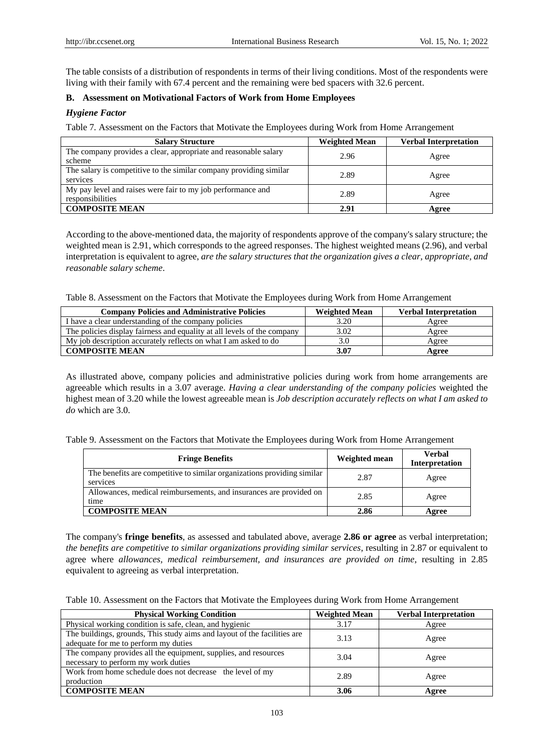The table consists of a distribution of respondents in terms of their living conditions. Most of the respondents were living with their family with 67.4 percent and the remaining were bed spacers with 32.6 percent.

### B. Assessment on Motivational Factors of Work from Home Employees

#### *Hygiene Factor*

Table 7. Assessment on the Factors that Motivate the Employees during Work from Home Arrangement

| Salary Structure | Weighted Mean | Verbal Interpretation |
|---|---|---|
| The company provides a clear, appropriate and reasonable salary scheme | 2.96 | Agree |
| The salary is competitive to the similar company providing similar services | 2.89 | Agree |
| My pay level and raises were fair to my job performance and responsibilities | 2.89 | Agree |
| **COMPOSITE MEAN** | **2.91** | **Agree** |

According to the above-mentioned data, the majority of respondents approve of the company's salary structure; the weighted mean is 2.91, which corresponds to the agreed responses. The highest weighted means (2.96), and verbal interpretation is equivalent to agree, *are the salary structures that the organization gives a clear, appropriate, and reasonable salary scheme*.

Table 8. Assessment on the Factors that Motivate the Employees during Work from Home Arrangement

| Company Policies and Administrative Policies | Weighted Mean | Verbal Interpretation |
|---|---|---|
| I have a clear understanding of the company policies | 3.20 | Agree |
| The policies display fairness and equality at all levels of the company | 3.02 | Agree |
| My job description accurately reflects on what I am asked to do | 3.0 | Agree |
| **COMPOSITE MEAN** | **3.07** | **Agree** |

As illustrated above, company policies and administrative policies during work from home arrangements are agreeable which results in a 3.07 average. *Having a clear understanding of the company policies* weighted the highest mean of 3.20 while the lowest agreeable mean is *Job description accurately reflects on what I am asked to do* which are 3.0.

Table 9. Assessment on the Factors that Motivate the Employees during Work from Home Arrangement

| Fringe Benefits | Weighted mean | Verbal Interpretation |
|---|---|---|
| The benefits are competitive to similar organizations providing similar services | 2.87 | Agree |
| Allowances, medical reimbursements, and insurances are provided on time | 2.85 | Agree |
| **COMPOSITE MEAN** | **2.86** | **Agree** |

The company's **fringe benefits**, as assessed and tabulated above, average **2.86 or agree** as verbal interpretation; *the benefits are competitive to similar organizations providing similar services*, resulting in 2.87 or equivalent to agree where *allowances, medical reimbursement, and insurances are provided on time*, resulting in 2.85 equivalent to agreeing as verbal interpretation.

Table 10. Assessment on the Factors that Motivate the Employees during Work from Home Arrangement

| Physical Working Condition | Weighted Mean | Verbal Interpretation |
|---|---|---|
| Physical working condition is safe, clean, and hygienic | 3.17 | Agree |
| The buildings, grounds, This study aims and layout of the facilities are adequate for me to perform my duties | 3.13 | Agree |
| The company provides all the equipment, supplies, and resources necessary to perform my work duties | 3.04 | Agree |
| Work from home schedule does not decrease the level of my production | 2.89 | Agree |
| **COMPOSITE MEAN** | **3.06** | **Agree** |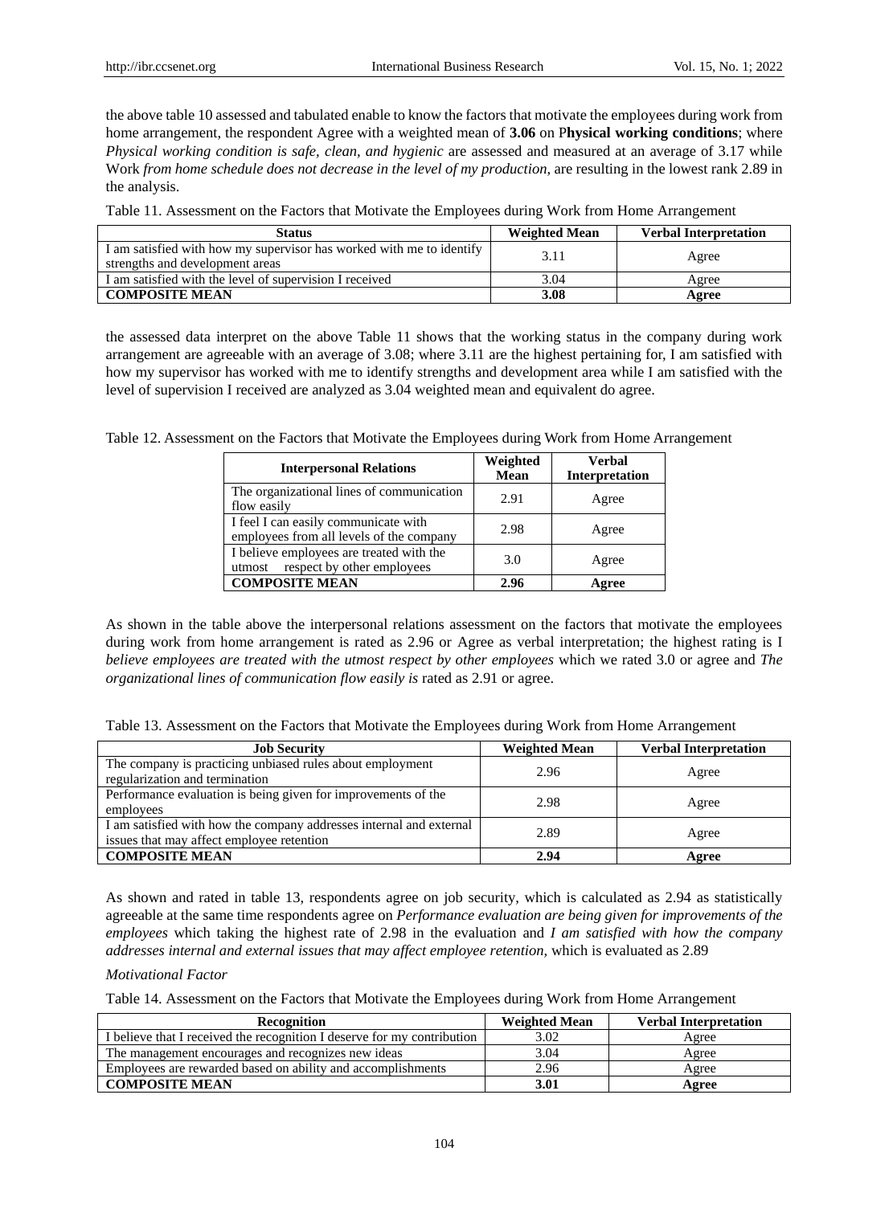the above table 10 assessed and tabulated enable to know the factors that motivate the employees during work from home arrangement, the respondent Agree with a weighted mean of **3.06** on P**hysical working conditions**; where *Physical working condition is safe, clean, and hygienic* are assessed and measured at an average of 3.17 while Work *from home schedule does not decrease in the level of my production*, are resulting in the lowest rank 2.89 in the analysis.

Table 11. Assessment on the Factors that Motivate the Employees during Work from Home Arrangement

| Status | Weighted Mean | Verbal Interpretation |
|---|---|---|
| I am satisfied with how my supervisor has worked with me to identify strengths and development areas | 3.11 | Agree |
| I am satisfied with the level of supervision I received | 3.04 | Agree |
| **COMPOSITE MEAN** | **3.08** | **Agree** |

the assessed data interpret on the above Table 11 shows that the working status in the company during work arrangement are agreeable with an average of 3.08; where 3.11 are the highest pertaining for, I am satisfied with how my supervisor has worked with me to identify strengths and development area while I am satisfied with the level of supervision I received are analyzed as 3.04 weighted mean and equivalent do agree.

Table 12. Assessment on the Factors that Motivate the Employees during Work from Home Arrangement

| Interpersonal Relations | Weighted Mean | Verbal Interpretation |
|---|---|---|
| The organizational lines of communication flow easily | 2.91 | Agree |
| I feel I can easily communicate with employees from all levels of the company | 2.98 | Agree |
| I believe employees are treated with the utmost respect by other employees | 3.0 | Agree |
| **COMPOSITE MEAN** | **2.96** | **Agree** |

As shown in the table above the interpersonal relations assessment on the factors that motivate the employees during work from home arrangement is rated as 2.96 or Agree as verbal interpretation; the highest rating is I *believe employees are treated with the utmost respect by other employees* which we rated 3.0 or agree and *The organizational lines of communication flow easily is* rated as 2.91 or agree.

Table 13. Assessment on the Factors that Motivate the Employees during Work from Home Arrangement

| Job Security | Weighted Mean | Verbal Interpretation |
|---|---|---|
| The company is practicing unbiased rules about employment regularization and termination | 2.96 | Agree |
| Performance evaluation is being given for improvements of the employees | 2.98 | Agree |
| I am satisfied with how the company addresses internal and external issues that may affect employee retention | 2.89 | Agree |
| **COMPOSITE MEAN** | **2.94** | **Agree** |

As shown and rated in table 13, respondents agree on job security, which is calculated as 2.94 as statistically agreeable at the same time respondents agree on *Performance evaluation are being given for improvements of the employees* which taking the highest rate of 2.98 in the evaluation and *I am satisfied with how the company addresses internal and external issues that may affect employee retention,* which is evaluated as 2.89

*Motivational Factor*

Table 14. Assessment on the Factors that Motivate the Employees during Work from Home Arrangement

| Recognition | Weighted Mean | Verbal Interpretation |
|---|---|---|
| I believe that I received the recognition I deserve for my contribution | 3.02 | Agree |
| The management encourages and recognizes new ideas | 3.04 | Agree |
| Employees are rewarded based on ability and accomplishments | 2.96 | Agree |
| **COMPOSITE MEAN** | **3.01** | **Agree** |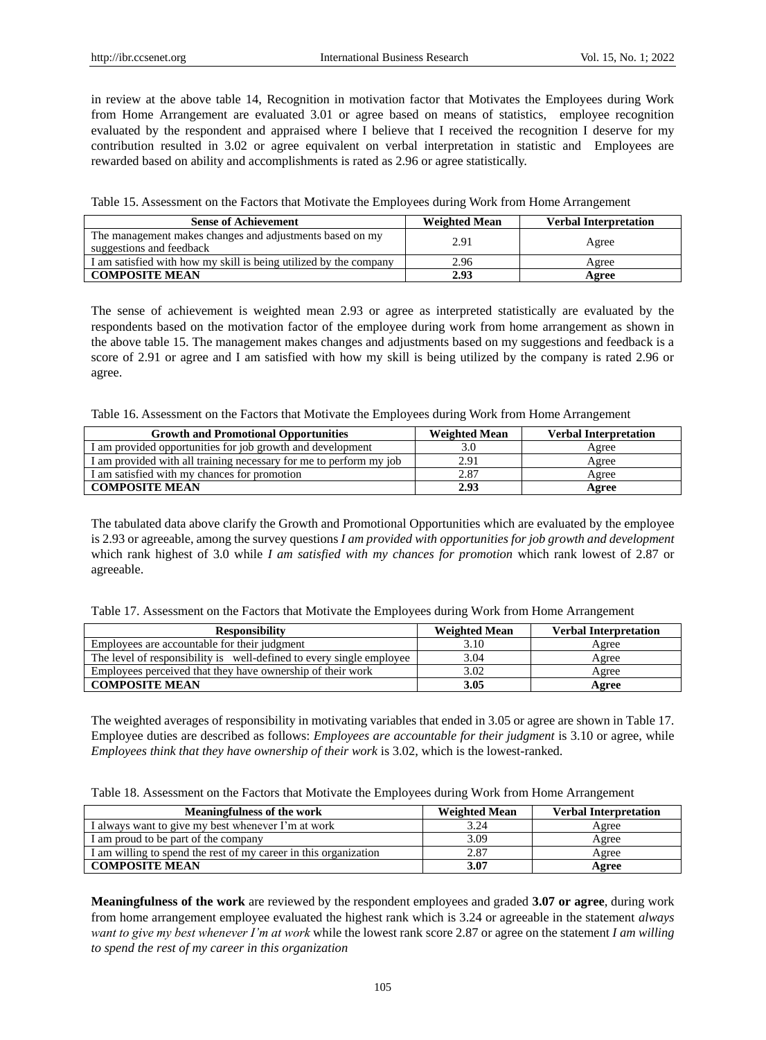in review at the above table 14, Recognition in motivation factor that Motivates the Employees during Work from Home Arrangement are evaluated 3.01 or agree based on means of statistics, employee recognition evaluated by the respondent and appraised where I believe that I received the recognition I deserve for my contribution resulted in 3.02 or agree equivalent on verbal interpretation in statistic and Employees are rewarded based on ability and accomplishments is rated as 2.96 or agree statistically.

Table 15. Assessment on the Factors that Motivate the Employees during Work from Home Arrangement

| Sense of Achievement | Weighted Mean | Verbal Interpretation |
|---|---|---|
| The management makes changes and adjustments based on my suggestions and feedback | 2.91 | Agree |
| I am satisfied with how my skill is being utilized by the company | 2.96 | Agree |
| **COMPOSITE MEAN** | **2.93** | **Agree** |

The sense of achievement is weighted mean 2.93 or agree as interpreted statistically are evaluated by the respondents based on the motivation factor of the employee during work from home arrangement as shown in the above table 15. The management makes changes and adjustments based on my suggestions and feedback is a score of 2.91 or agree and I am satisfied with how my skill is being utilized by the company is rated 2.96 or agree.

Table 16. Assessment on the Factors that Motivate the Employees during Work from Home Arrangement

| Growth and Promotional Opportunities | Weighted Mean | Verbal Interpretation |
|---|---|---|
| I am provided opportunities for job growth and development | 3.0 | Agree |
| I am provided with all training necessary for me to perform my job | 2.91 | Agree |
| I am satisfied with my chances for promotion | 2.87 | Agree |
| **COMPOSITE MEAN** | **2.93** | **Agree** |

The tabulated data above clarify the Growth and Promotional Opportunities which are evaluated by the employee is 2.93 or agreeable, among the survey questions *I am provided with opportunities for job growth and development* which rank highest of 3.0 while *I am satisfied with my chances for promotion* which rank lowest of 2.87 or agreeable.

Table 17. Assessment on the Factors that Motivate the Employees during Work from Home Arrangement

| Responsibility | Weighted Mean | Verbal Interpretation |
|---|---|---|
| Employees are accountable for their judgment | 3.10 | Agree |
| The level of responsibility is well-defined to every single employee | 3.04 | Agree |
| Employees perceived that they have ownership of their work | 3.02 | Agree |
| **COMPOSITE MEAN** | **3.05** | **Agree** |

The weighted averages of responsibility in motivating variables that ended in 3.05 or agree are shown in Table 17. Employee duties are described as follows: *Employees are accountable for their judgment* is 3.10 or agree, while *Employees think that they have ownership of their work* is 3.02, which is the lowest-ranked.

Table 18. Assessment on the Factors that Motivate the Employees during Work from Home Arrangement

| Meaningfulness of the work | Weighted Mean | Verbal Interpretation |
|---|---|---|
| I always want to give my best whenever I'm at work | 3.24 | Agree |
| I am proud to be part of the company | 3.09 | Agree |
| I am willing to spend the rest of my career in this organization | 2.87 | Agree |
| **COMPOSITE MEAN** | **3.07** | **Agree** |

**Meaningfulness of the work** are reviewed by the respondent employees and graded **3.07 or agree**, during work from home arrangement employee evaluated the highest rank which is 3.24 or agreeable in the statement *always want to give my best whenever I'm at work* while the lowest rank score 2.87 or agree on the statement *I am willing to spend the rest of my career in this organization*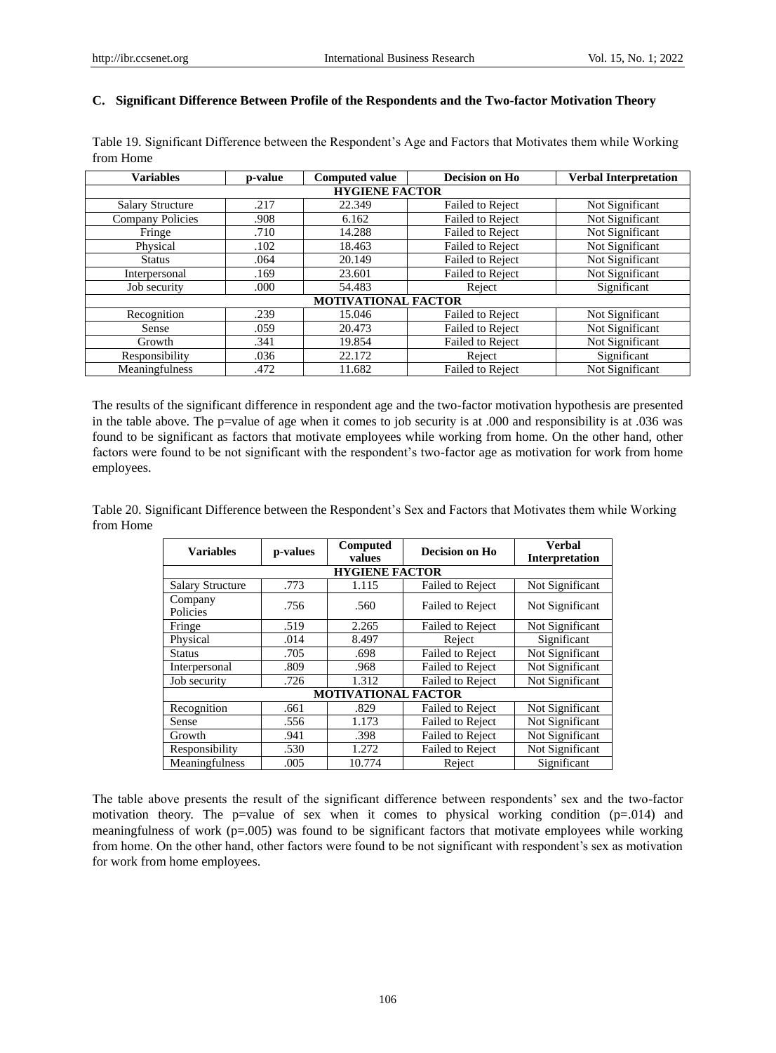### C. Significant Difference Between Profile of the Respondents and the Two-factor Motivation Theory

Table 19. Significant Difference between the Respondent's Age and Factors that Motivates them while Working from Home

| Variables | p-value | Computed value | Decision on Ho | Verbal Interpretation |
|---|---|---|---|---|
| **HYGIENE FACTOR** | | | | |
| Salary Structure | .217 | 22.349 | Failed to Reject | Not Significant |
| Company Policies | .908 | 6.162 | Failed to Reject | Not Significant |
| Fringe | .710 | 14.288 | Failed to Reject | Not Significant |
| Physical | .102 | 18.463 | Failed to Reject | Not Significant |
| Status | .064 | 20.149 | Failed to Reject | Not Significant |
| Interpersonal | .169 | 23.601 | Failed to Reject | Not Significant |
| Job security | .000 | 54.483 | Reject | Significant |
| **MOTIVATIONAL FACTOR** | | | | |
| Recognition | .239 | 15.046 | Failed to Reject | Not Significant |
| Sense | .059 | 20.473 | Failed to Reject | Not Significant |
| Growth | .341 | 19.854 | Failed to Reject | Not Significant |
| Responsibility | .036 | 22.172 | Reject | Significant |
| Meaningfulness | .472 | 11.682 | Failed to Reject | Not Significant |

The results of the significant difference in respondent age and the two-factor motivation hypothesis are presented in the table above. The p=value of age when it comes to job security is at .000 and responsibility is at .036 was found to be significant as factors that motivate employees while working from home. On the other hand, other factors were found to be not significant with the respondent's two-factor age as motivation for work from home employees.

Table 20. Significant Difference between the Respondent's Sex and Factors that Motivates them while Working from Home

| Variables | p-values | Computed values | Decision on Ho | Verbal Interpretation |
|---|---|---|---|---|
| **HYGIENE FACTOR** | | | | |
| Salary Structure | .773 | 1.115 | Failed to Reject | Not Significant |
| Company Policies | .756 | .560 | Failed to Reject | Not Significant |
| Fringe | .519 | 2.265 | Failed to Reject | Not Significant |
| Physical | .014 | 8.497 | Reject | Significant |
| Status | .705 | .698 | Failed to Reject | Not Significant |
| Interpersonal | .809 | .968 | Failed to Reject | Not Significant |
| Job security | .726 | 1.312 | Failed to Reject | Not Significant |
| **MOTIVATIONAL FACTOR** | | | | |
| Recognition | .661 | .829 | Failed to Reject | Not Significant |
| Sense | .556 | 1.173 | Failed to Reject | Not Significant |
| Growth | .941 | .398 | Failed to Reject | Not Significant |
| Responsibility | .530 | 1.272 | Failed to Reject | Not Significant |
| Meaningfulness | .005 | 10.774 | Reject | Significant |

The table above presents the result of the significant difference between respondents' sex and the two-factor motivation theory. The p=value of sex when it comes to physical working condition (p=.014) and meaningfulness of work (p=.005) was found to be significant factors that motivate employees while working from home. On the other hand, other factors were found to be not significant with respondent's sex as motivation for work from home employees.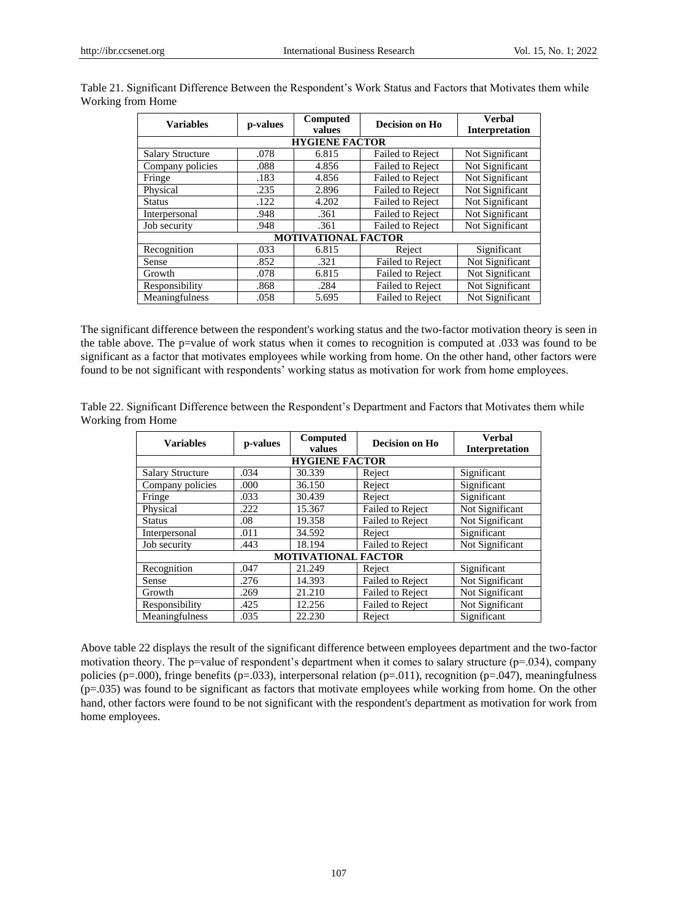Table 21. Significant Difference Between the Respondent's Work Status and Factors that Motivates them while Working from Home

| Variables | p-values | Computed values | Decision on Ho | Verbal Interpretation |
|---|---|---|---|---|
| **HYGIENE FACTOR** | | | | |
| Salary Structure | .078 | 6.815 | Failed to Reject | Not Significant |
| Company policies | .088 | 4.856 | Failed to Reject | Not Significant |
| Fringe | .183 | 4.856 | Failed to Reject | Not Significant |
| Physical | .235 | 2.896 | Failed to Reject | Not Significant |
| Status | .122 | 4.202 | Failed to Reject | Not Significant |
| Interpersonal | .948 | .361 | Failed to Reject | Not Significant |
| Job security | .948 | .361 | Failed to Reject | Not Significant |
| **MOTIVATIONAL FACTOR** | | | | |
| Recognition | .033 | 6.815 | Reject | Significant |
| Sense | .852 | .321 | Failed to Reject | Not Significant |
| Growth | .078 | 6.815 | Failed to Reject | Not Significant |
| Responsibility | .868 | .284 | Failed to Reject | Not Significant |
| Meaningfulness | .058 | 5.695 | Failed to Reject | Not Significant |

The significant difference between the respondent's working status and the two-factor motivation theory is seen in the table above. The p=value of work status when it comes to recognition is computed at .033 was found to be significant as a factor that motivates employees while working from home. On the other hand, other factors were found to be not significant with respondents' working status as motivation for work from home employees.

Table 22. Significant Difference between the Respondent's Department and Factors that Motivates them while Working from Home

| Variables | p-values | Computed values | Decision on Ho | Verbal Interpretation |
|---|---|---|---|---|
| **HYGIENE FACTOR** | | | | |
| Salary Structure | .034 | 30.339 | Reject | Significant |
| Company policies | .000 | 36.150 | Reject | Significant |
| Fringe | .033 | 30.439 | Reject | Significant |
| Physical | .222 | 15.367 | Failed to Reject | Not Significant |
| Status | .08 | 19.358 | Failed to Reject | Not Significant |
| Interpersonal | .011 | 34.592 | Reject | Significant |
| Job security | .443 | 18.194 | Failed to Reject | Not Significant |
| **MOTIVATIONAL FACTOR** | | | | |
| Recognition | .047 | 21.249 | Reject | Significant |
| Sense | .276 | 14.393 | Failed to Reject | Not Significant |
| Growth | .269 | 21.210 | Failed to Reject | Not Significant |
| Responsibility | .425 | 12.256 | Failed to Reject | Not Significant |
| Meaningfulness | .035 | 22.230 | Reject | Significant |

Above table 22 displays the result of the significant difference between employees department and the two-factor motivation theory. The p=value of respondent's department when it comes to salary structure (p=.034), company policies (p=.000), fringe benefits (p=.033), interpersonal relation (p=.011), recognition (p=.047), meaningfulness (p=.035) was found to be significant as factors that motivate employees while working from home. On the other hand, other factors were found to be not significant with the respondent's department as motivation for work from home employees.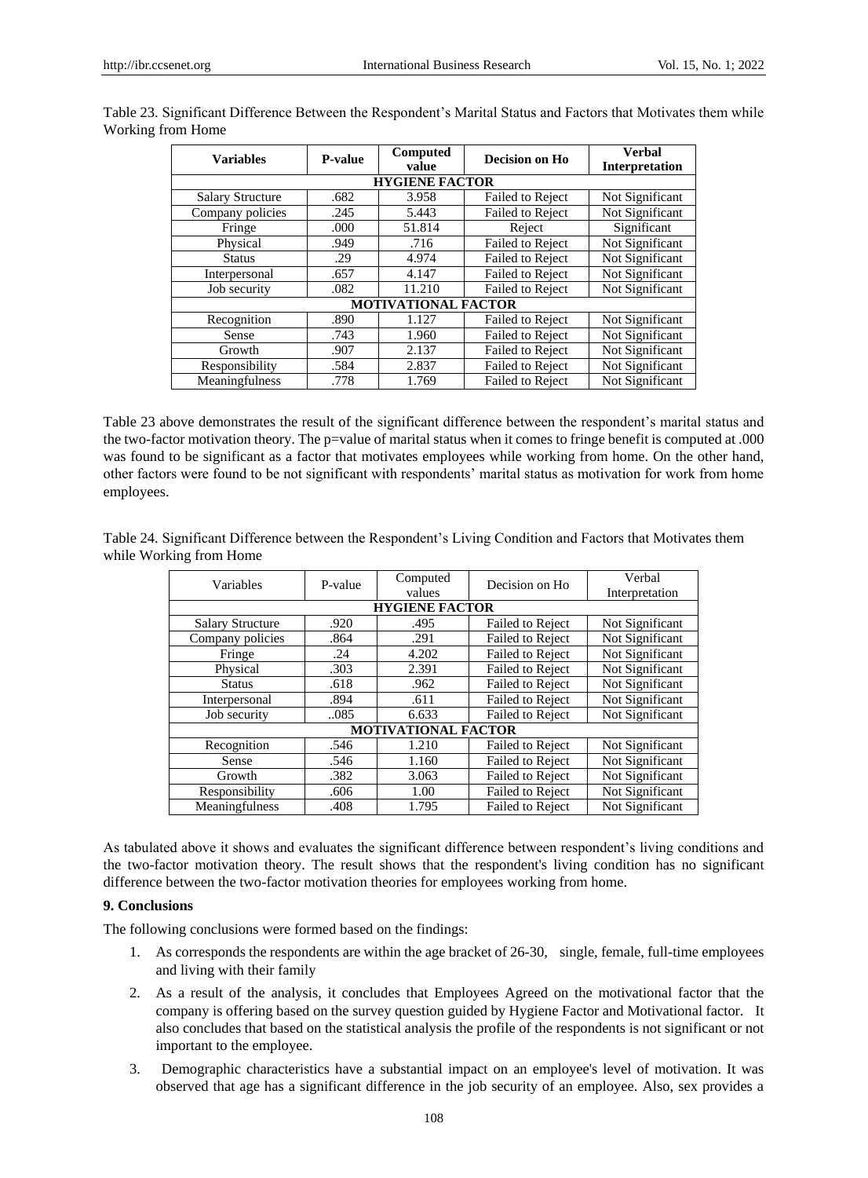Table 23. Significant Difference Between the Respondent's Marital Status and Factors that Motivates them while Working from Home

| Variables | P-value | Computed value | Decision on Ho | Verbal Interpretation |
|---|---|---|---|---|
| **HYGIENE FACTOR** | | | | |
| Salary Structure | .682 | 3.958 | Failed to Reject | Not Significant |
| Company policies | .245 | 5.443 | Failed to Reject | Not Significant |
| Fringe | .000 | 51.814 | Reject | Significant |
| Physical | .949 | .716 | Failed to Reject | Not Significant |
| Status | .29 | 4.974 | Failed to Reject | Not Significant |
| Interpersonal | .657 | 4.147 | Failed to Reject | Not Significant |
| Job security | .082 | 11.210 | Failed to Reject | Not Significant |
| **MOTIVATIONAL FACTOR** | | | | |
| Recognition | .890 | 1.127 | Failed to Reject | Not Significant |
| Sense | .743 | 1.960 | Failed to Reject | Not Significant |
| Growth | .907 | 2.137 | Failed to Reject | Not Significant |
| Responsibility | .584 | 2.837 | Failed to Reject | Not Significant |
| Meaningfulness | .778 | 1.769 | Failed to Reject | Not Significant |

Table 23 above demonstrates the result of the significant difference between the respondent's marital status and the two-factor motivation theory. The p=value of marital status when it comes to fringe benefit is computed at .000 was found to be significant as a factor that motivates employees while working from home. On the other hand, other factors were found to be not significant with respondents' marital status as motivation for work from home employees.

Table 24. Significant Difference between the Respondent's Living Condition and Factors that Motivates them while Working from Home

| Variables | P-value | Computed values | Decision on Ho | Verbal Interpretation |
|---|---|---|---|---|
| **HYGIENE FACTOR** | | | | |
| Salary Structure | .920 | .495 | Failed to Reject | Not Significant |
| Company policies | .864 | .291 | Failed to Reject | Not Significant |
| Fringe | .24 | 4.202 | Failed to Reject | Not Significant |
| Physical | .303 | 2.391 | Failed to Reject | Not Significant |
| Status | .618 | .962 | Failed to Reject | Not Significant |
| Interpersonal | .894 | .611 | Failed to Reject | Not Significant |
| Job security | ..085 | 6.633 | Failed to Reject | Not Significant |
| **MOTIVATIONAL FACTOR** | | | | |
| Recognition | .546 | 1.210 | Failed to Reject | Not Significant |
| Sense | .546 | 1.160 | Failed to Reject | Not Significant |
| Growth | .382 | 3.063 | Failed to Reject | Not Significant |
| Responsibility | .606 | 1.00 | Failed to Reject | Not Significant |
| Meaningfulness | .408 | 1.795 | Failed to Reject | Not Significant |

As tabulated above it shows and evaluates the significant difference between respondent's living conditions and the two-factor motivation theory. The result shows that the respondent's living condition has no significant difference between the two-factor motivation theories for employees working from home.

## 9. Conclusions

The following conclusions were formed based on the findings:

1. As corresponds the respondents are within the age bracket of 26-30, single, female, full-time employees and living with their family
2. As a result of the analysis, it concludes that Employees Agreed on the motivational factor that the company is offering based on the survey question guided by Hygiene Factor and Motivational factor. It also concludes that based on the statistical analysis the profile of the respondents is not significant or not important to the employee.
3. Demographic characteristics have a substantial impact on an employee's level of motivation. It was observed that age has a significant difference in the job security of an employee. Also, sex provides a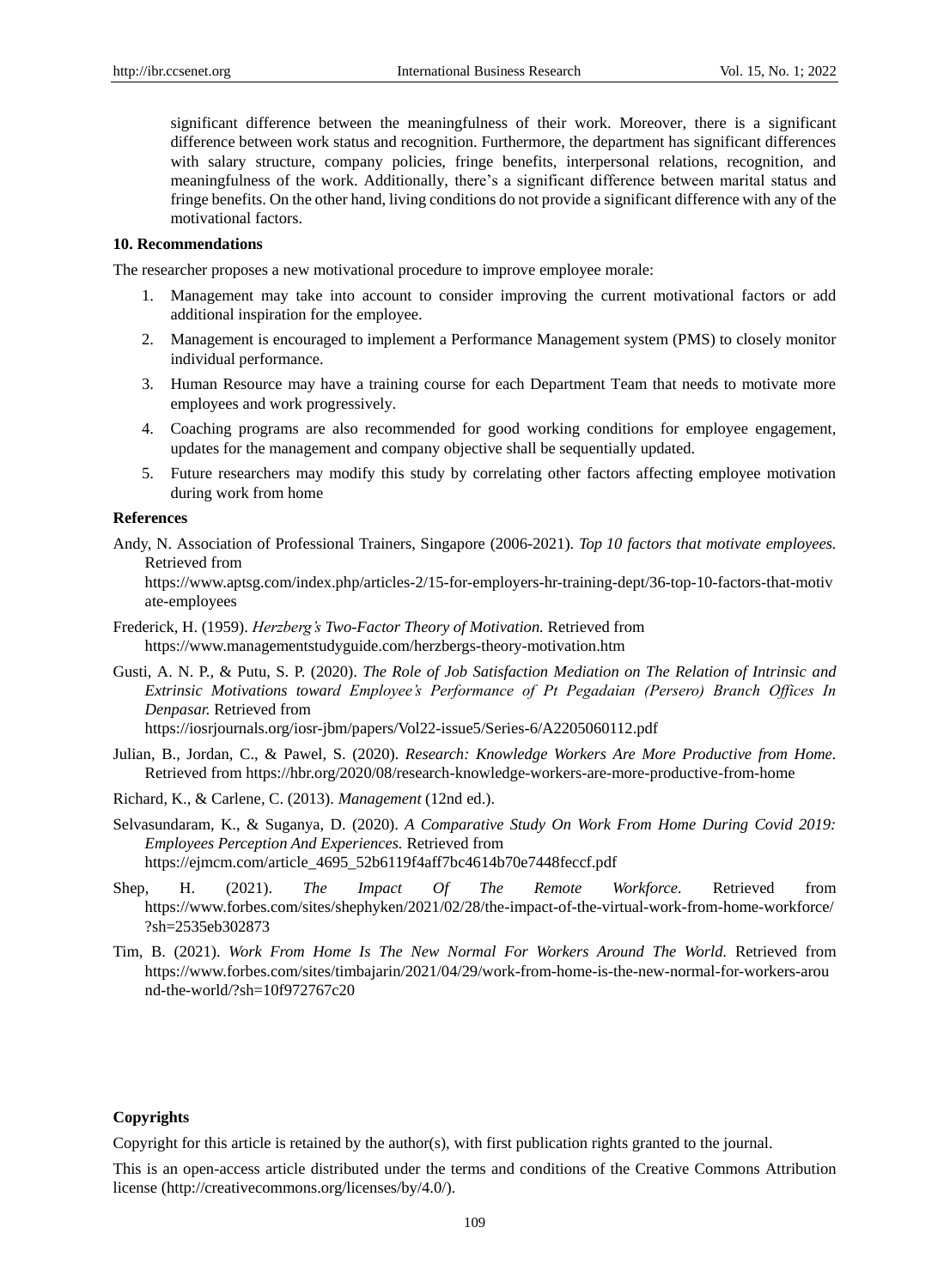significant difference between the meaningfulness of their work. Moreover, there is a significant difference between work status and recognition. Furthermore, the department has significant differences with salary structure, company policies, fringe benefits, interpersonal relations, recognition, and meaningfulness of the work. Additionally, there's a significant difference between marital status and fringe benefits. On the other hand, living conditions do not provide a significant difference with any of the motivational factors.

## 10. Recommendations

The researcher proposes a new motivational procedure to improve employee morale:

1. Management may take into account to consider improving the current motivational factors or add additional inspiration for the employee.
2. Management is encouraged to implement a Performance Management system (PMS) to closely monitor individual performance.
3. Human Resource may have a training course for each Department Team that needs to motivate more employees and work progressively.
4. Coaching programs are also recommended for good working conditions for employee engagement, updates for the management and company objective shall be sequentially updated.
5. Future researchers may modify this study by correlating other factors affecting employee motivation during work from home

## References

Andy, N. Association of Professional Trainers, Singapore (2006-2021). *Top 10 factors that motivate employees.* Retrieved from https://www.aptsg.com/index.php/articles-2/15-for-employers-hr-training-dept/36-top-10-factors-that-motivate-employees

Frederick, H. (1959). *Herzberg's Two-Factor Theory of Motivation.* Retrieved from https://www.managementstudyguide.com/herzbergs-theory-motivation.htm

Gusti, A. N. P., & Putu, S. P. (2020). *The Role of Job Satisfaction Mediation on The Relation of Intrinsic and Extrinsic Motivations toward Employee's Performance of Pt Pegadaian (Persero) Branch Offices In Denpasar.* Retrieved from https://iosrjournals.org/iosr-jbm/papers/Vol22-issue5/Series-6/A2205060112.pdf

Julian, B., Jordan, C., & Pawel, S. (2020). *Research: Knowledge Workers Are More Productive from Home.* Retrieved from https://hbr.org/2020/08/research-knowledge-workers-are-more-productive-from-home

Richard, K., & Carlene, C. (2013). *Management* (12nd ed.).

Selvasundaram, K., & Suganya, D. (2020). *A Comparative Study On Work From Home During Covid 2019: Employees Perception And Experiences.* Retrieved from https://ejmcm.com/article_4695_52b6119f4aff7bc4614b70e7448feccf.pdf

Shep, H. (2021). *The Impact Of The Remote Workforce.* Retrieved from https://www.forbes.com/sites/shephyken/2021/02/28/the-impact-of-the-virtual-work-from-home-workforce/?sh=2535eb302873

Tim, B. (2021). *Work From Home Is The New Normal For Workers Around The World.* Retrieved from https://www.forbes.com/sites/timbajarin/2021/04/29/work-from-home-is-the-new-normal-for-workers-around-the-world/?sh=10f972767c20

## Copyrights

Copyright for this article is retained by the author(s), with first publication rights granted to the journal.

This is an open-access article distributed under the terms and conditions of the Creative Commons Attribution license (http://creativecommons.org/licenses/by/4.0/).